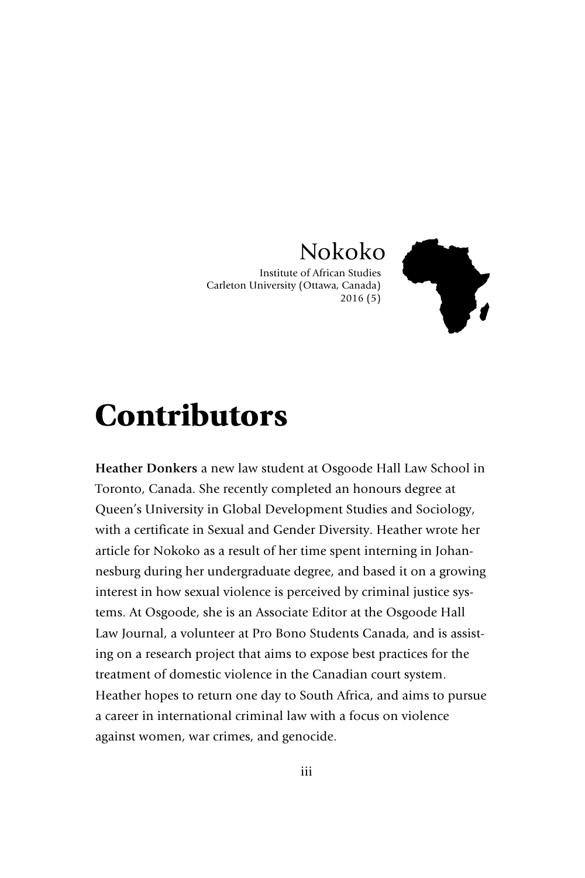Nokoko

Institute of African Studies
Carleton University (Ottawa, Canada)
2016 (5)

# Contributors

**Heather Donkers** a new law student at Osgoode Hall Law School in Toronto, Canada. She recently completed an honours degree at Queen's University in Global Development Studies and Sociology, with a certificate in Sexual and Gender Diversity. Heather wrote her article for Nokoko as a result of her time spent interning in Johannesburg during her undergraduate degree, and based it on a growing interest in how sexual violence is perceived by criminal justice systems. At Osgoode, she is an Associate Editor at the Osgoode Hall Law Journal, a volunteer at Pro Bono Students Canada, and is assisting on a research project that aims to expose best practices for the treatment of domestic violence in the Canadian court system. Heather hopes to return one day to South Africa, and aims to pursue a career in international criminal law with a focus on violence against women, war crimes, and genocide.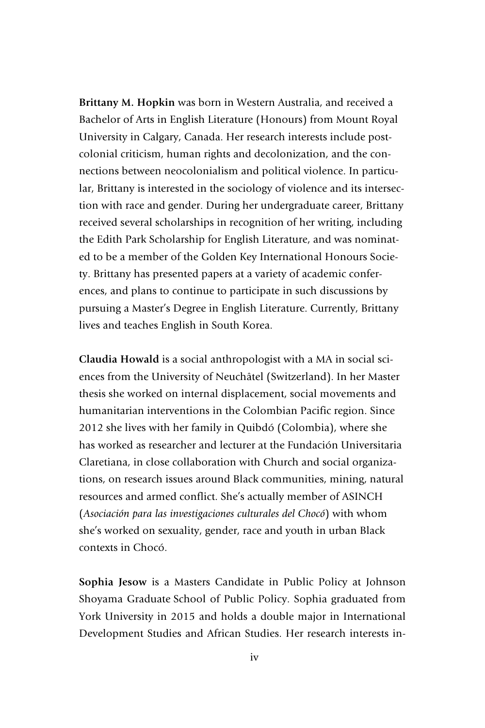**Brittany M. Hopkin** was born in Western Australia, and received a Bachelor of Arts in English Literature (Honours) from Mount Royal University in Calgary, Canada. Her research interests include post-colonial criticism, human rights and decolonization, and the connections between neocolonialism and political violence. In particular, Brittany is interested in the sociology of violence and its intersection with race and gender. During her undergraduate career, Brittany received several scholarships in recognition of her writing, including the Edith Park Scholarship for English Literature, and was nominated to be a member of the Golden Key International Honours Society. Brittany has presented papers at a variety of academic conferences, and plans to continue to participate in such discussions by pursuing a Master's Degree in English Literature. Currently, Brittany lives and teaches English in South Korea.

**Claudia Howald** is a social anthropologist with a MA in social sciences from the University of Neuchâtel (Switzerland). In her Master thesis she worked on internal displacement, social movements and humanitarian interventions in the Colombian Pacific region. Since 2012 she lives with her family in Quibdó (Colombia), where she has worked as researcher and lecturer at the Fundación Universitaria Claretiana, in close collaboration with Church and social organizations, on research issues around Black communities, mining, natural resources and armed conflict. She's actually member of ASINCH (*Asociación para las investigaciones culturales del Chocó*) with whom she's worked on sexuality, gender, race and youth in urban Black contexts in Chocó.

**Sophia Jesow** is a Masters Candidate in Public Policy at Johnson Shoyama Graduate School of Public Policy. Sophia graduated from York University in 2015 and holds a double major in International Development Studies and African Studies. Her research interests in-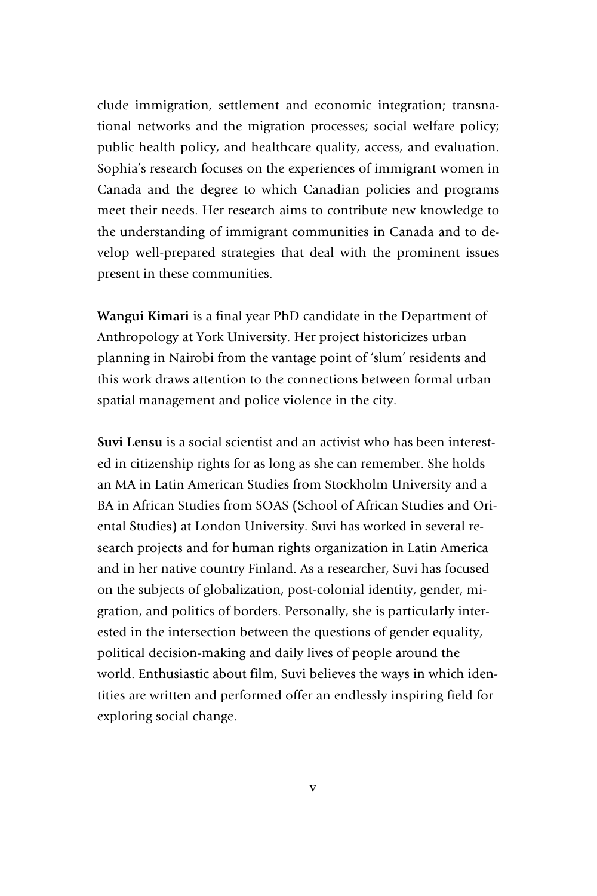clude immigration, settlement and economic integration; transnational networks and the migration processes; social welfare policy; public health policy, and healthcare quality, access, and evaluation. Sophia's research focuses on the experiences of immigrant women in Canada and the degree to which Canadian policies and programs meet their needs. Her research aims to contribute new knowledge to the understanding of immigrant communities in Canada and to develop well-prepared strategies that deal with the prominent issues present in these communities.

**Wangui Kimari** is a final year PhD candidate in the Department of Anthropology at York University. Her project historicizes urban planning in Nairobi from the vantage point of 'slum' residents and this work draws attention to the connections between formal urban spatial management and police violence in the city.

**Suvi Lensu** is a social scientist and an activist who has been interested in citizenship rights for as long as she can remember. She holds an MA in Latin American Studies from Stockholm University and a BA in African Studies from SOAS (School of African Studies and Oriental Studies) at London University. Suvi has worked in several research projects and for human rights organization in Latin America and in her native country Finland. As a researcher, Suvi has focused on the subjects of globalization, post-colonial identity, gender, migration, and politics of borders. Personally, she is particularly interested in the intersection between the questions of gender equality, political decision-making and daily lives of people around the world. Enthusiastic about film, Suvi believes the ways in which identities are written and performed offer an endlessly inspiring field for exploring social change.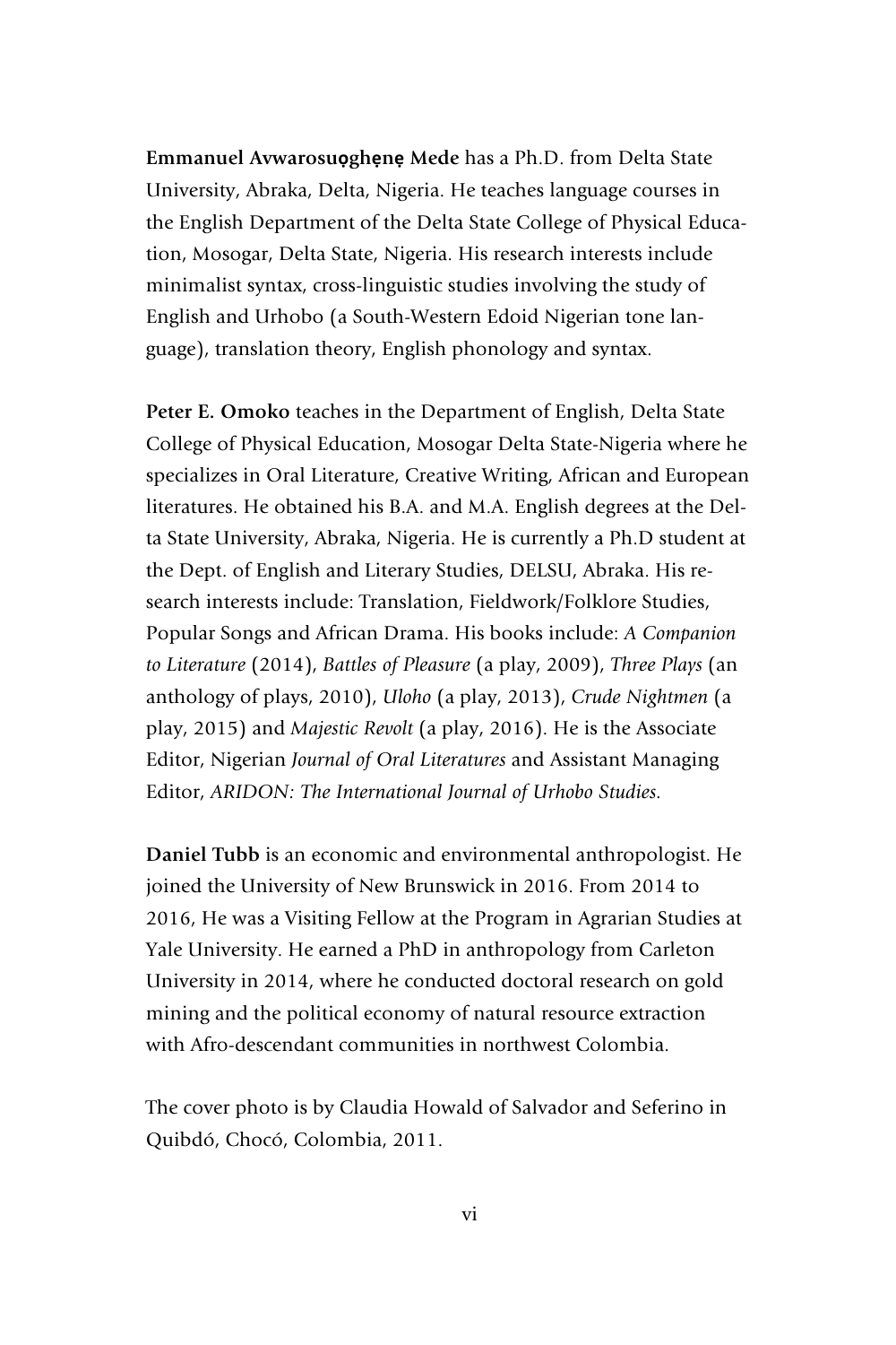**Emmanuel Avwarosuọghẹnẹ Mede** has a Ph.D. from Delta State University, Abraka, Delta, Nigeria. He teaches language courses in the English Department of the Delta State College of Physical Education, Mosogar, Delta State, Nigeria. His research interests include minimalist syntax, cross-linguitic studies involving the study of English and Urhobo (a South-Western Edoid Nigerian tone language), translation theory, English phonology and syntax.

**Peter E. Omoko** teaches in the Department of English, Delta State College of Physical Education, Mosogar Delta State-Nigeria where he specializes in Oral Literature, Creative Writing, African and European literatures. He obtained his B.A. and M.A. English degrees at the Delta State University, Abraka, Nigeria. He is currently a Ph.D student at the Dept. of English and Literary Studies, DELSU, Abraka. His research interests include: Translation, Fieldwork/Folklore Studies, Popular Songs and African Drama. His books include: *A Companion to Literature* (2014), *Battles of Pleasure* (a play, 2009), *Three Plays* (an anthology of plays, 2010), *Uloho* (a play, 2013), *Crude Nightmen* (a play, 2015) and *Majestic Revolt* (a play, 2016). He is the Associate Editor, Nigerian *Journal of Oral Literatures* and Assistant Managing Editor, *ARIDON: The International Journal of Urhobo Studies*.

**Daniel Tubb** is an economic and environmental anthropologist. He joined the University of New Brunswick in 2016. From 2014 to 2016, He was a Visiting Fellow at the Program in Agrarian Studies at Yale University. He earned a PhD in anthropology from Carleton University in 2014, where he conducted doctoral research on gold mining and the political economy of natural resource extraction with Afro-descendant communities in northwest Colombia.

The cover photo is by Claudia Howald of Salvador and Seferino in Quibdó, Chocó, Colombia, 2011.